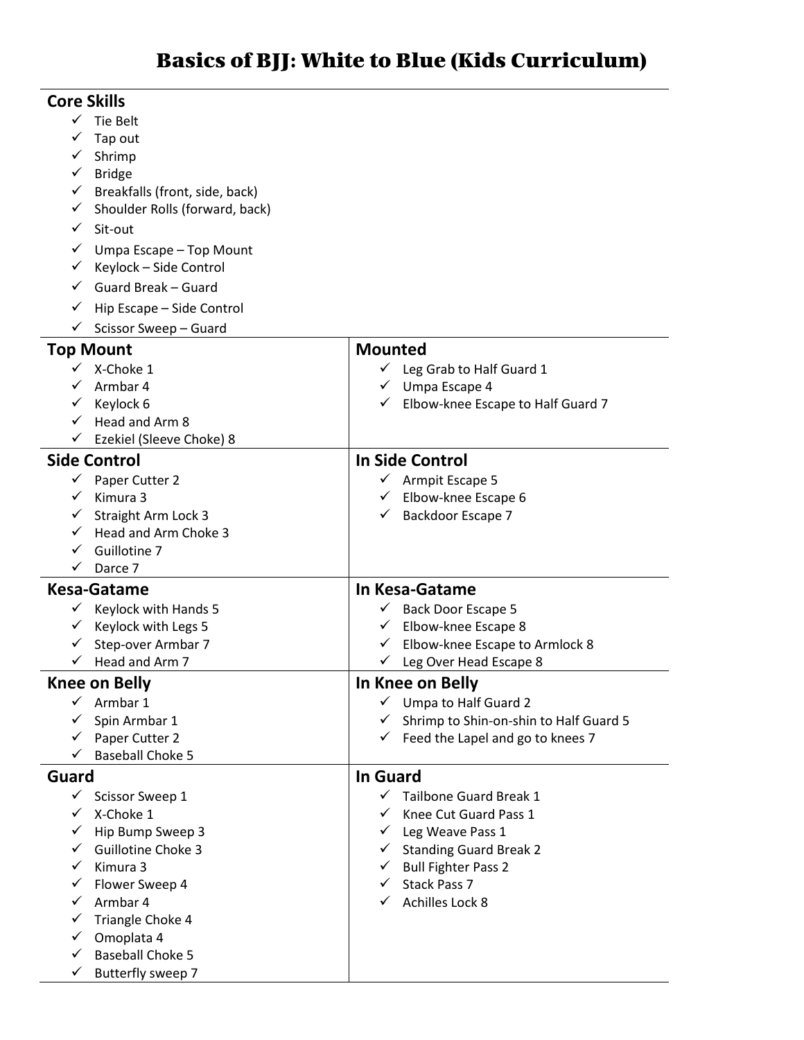# Basics of BJJ: White to Blue (Kids Curriculum)

## Core Skills

- ✓ Tie Belt
- ✓ Tap out
- ✓ Shrimp
- ✓ Bridge
- ✓ Breakfalls (front, side, back)
- ✓ Shoulder Rolls (forward, back)
- ✓ Sit-out
- ✓ Umpa Escape – Top Mount
- ✓ Keylock – Side Control
- ✓ Guard Break – Guard
- ✓ Hip Escape – Side Control
- ✓ Scissor Sweep – Guard

| Top Mount | Mounted |
| --- | --- |
| ✓ X-Choke 1<br>✓ Armbar 4<br>✓ Keylock 6<br>✓ Head and Arm 8<br>✓ Ezekiel (Sleeve Choke) 8 | ✓ Leg Grab to Half Guard 1<br>✓ Umpa Escape 4<br>✓ Elbow-knee Escape to Half Guard 7 |
| **Side Control** | **In Side Control** |
| ✓ Paper Cutter 2<br>✓ Kimura 3<br>✓ Straight Arm Lock 3<br>✓ Head and Arm Choke 3<br>✓ Guillotine 7<br>✓ Darce 7 | ✓ Armpit Escape 5<br>✓ Elbow-knee Escape 6<br>✓ Backdoor Escape 7 |
| **Kesa-Gatame** | **In Kesa-Gatame** |
| ✓ Keylock with Hands 5<br>✓ Keylock with Legs 5<br>✓ Step-over Armbar 7<br>✓ Head and Arm 7 | ✓ Back Door Escape 5<br>✓ Elbow-knee Escape 8<br>✓ Elbow-knee Escape to Armlock 8<br>✓ Leg Over Head Escape 8 |
| **Knee on Belly** | **In Knee on Belly** |
| ✓ Armbar 1<br>✓ Spin Armbar 1<br>✓ Paper Cutter 2<br>✓ Baseball Choke 5 | ✓ Umpa to Half Guard 2<br>✓ Shrimp to Shin-on-shin to Half Guard 5<br>✓ Feed the Lapel and go to knees 7 |
| **Guard** | **In Guard** |
| ✓ Scissor Sweep 1<br>✓ X-Choke 1<br>✓ Hip Bump Sweep 3<br>✓ Guillotine Choke 3<br>✓ Kimura 3<br>✓ Flower Sweep 4<br>✓ Armbar 4<br>✓ Triangle Choke 4<br>✓ Omoplata 4<br>✓ Baseball Choke 5<br>✓ Butterfly sweep 7 | ✓ Tailbone Guard Break 1<br>✓ Knee Cut Guard Pass 1<br>✓ Leg Weave Pass 1<br>✓ Standing Guard Break 2<br>✓ Bull Fighter Pass 2<br>✓ Stack Pass 7<br>✓ Achilles Lock 8 |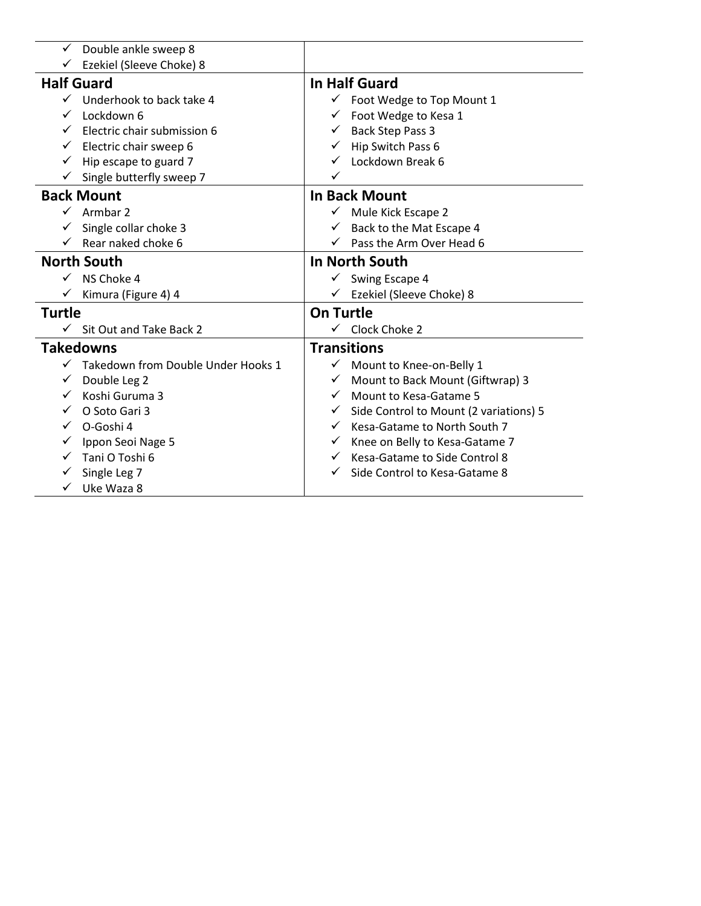| | |
|---|---|
| ✓ Double ankle sweep 8<br>✓ Ezekiel (Sleeve Choke) 8 | |
| **Half Guard**<br>✓ Underhook to back take 4<br>✓ Lockdown 6<br>✓ Electric chair submission 6<br>✓ Electric chair sweep 6<br>✓ Hip escape to guard 7<br>✓ Single butterfly sweep 7 | **In Half Guard**<br>✓ Foot Wedge to Top Mount 1<br>✓ Foot Wedge to Kesa 1<br>✓ Back Step Pass 3<br>✓ Hip Switch Pass 6<br>✓ Lockdown Break 6<br>✓ |
| **Back Mount**<br>✓ Armbar 2<br>✓ Single collar choke 3<br>✓ Rear naked choke 6 | **In Back Mount**<br>✓ Mule Kick Escape 2<br>✓ Back to the Mat Escape 4<br>✓ Pass the Arm Over Head 6 |
| **North South**<br>✓ NS Choke 4<br>✓ Kimura (Figure 4) 4 | **In North South**<br>✓ Swing Escape 4<br>✓ Ezekiel (Sleeve Choke) 8 |
| **Turtle**<br>✓ Sit Out and Take Back 2 | **On Turtle**<br>✓ Clock Choke 2 |
| **Takedowns**<br>✓ Takedown from Double Under Hooks 1<br>✓ Double Leg 2<br>✓ Koshi Guruma 3<br>✓ O Soto Gari 3<br>✓ O-Goshi 4<br>✓ Ippon Seoi Nage 5<br>✓ Tani O Toshi 6<br>✓ Single Leg 7<br>✓ Uke Waza 8 | **Transitions**<br>✓ Mount to Knee-on-Belly 1<br>✓ Mount to Back Mount (Giftwrap) 3<br>✓ Mount to Kesa-Gatame 5<br>✓ Side Control to Mount (2 variations) 5<br>✓ Kesa-Gatame to North South 7<br>✓ Knee on Belly to Kesa-Gatame 7<br>✓ Kesa-Gatame to Side Control 8<br>✓ Side Control to Kesa-Gatame 8 |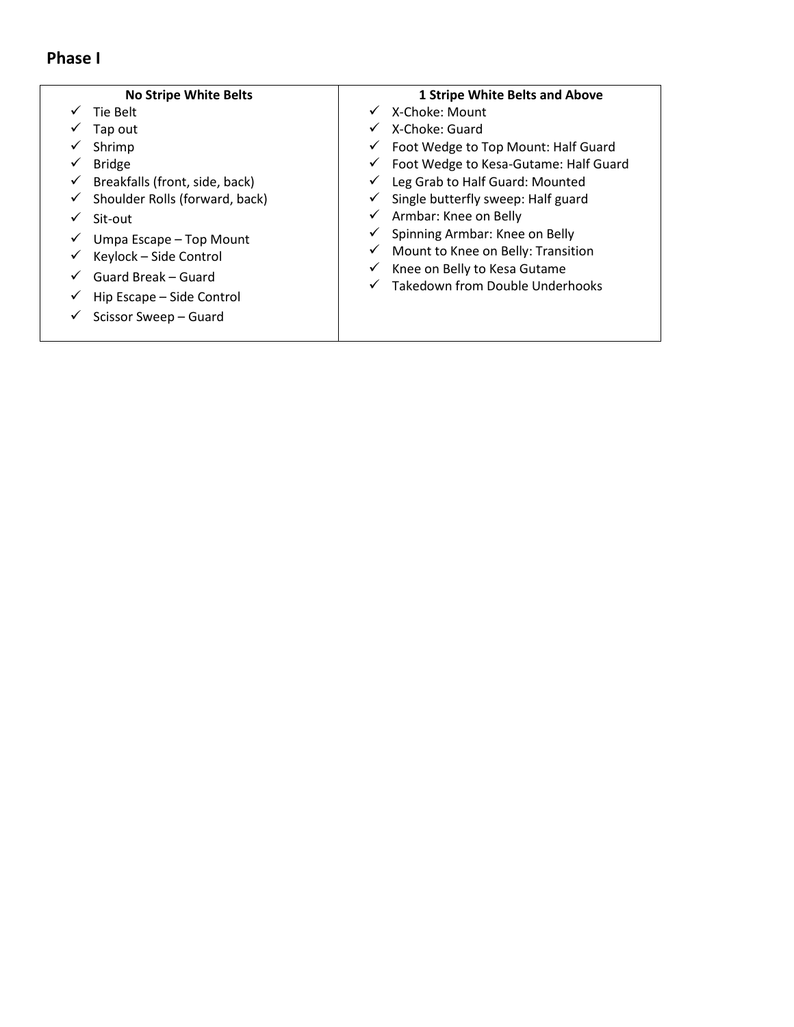## Phase I

| No Stripe White Belts | 1 Stripe White Belts and Above |
| --- | --- |
| ✓ Tie Belt<br>✓ Tap out<br>✓ Shrimp<br>✓ Bridge<br>✓ Breakfalls (front, side, back)<br>✓ Shoulder Rolls (forward, back)<br>✓ Sit-out<br>✓ Umpa Escape – Top Mount<br>✓ Keylock – Side Control<br>✓ Guard Break – Guard<br>✓ Hip Escape – Side Control<br>✓ Scissor Sweep – Guard | ✓ X-Choke: Mount<br>✓ X-Choke: Guard<br>✓ Foot Wedge to Top Mount: Half Guard<br>✓ Foot Wedge to Kesa-Gutame: Half Guard<br>✓ Leg Grab to Half Guard: Mounted<br>✓ Single butterfly sweep: Half guard<br>✓ Armbar: Knee on Belly<br>✓ Spinning Armbar: Knee on Belly<br>✓ Mount to Knee on Belly: Transition<br>✓ Knee on Belly to Kesa Gutame<br>✓ Takedown from Double Underhooks |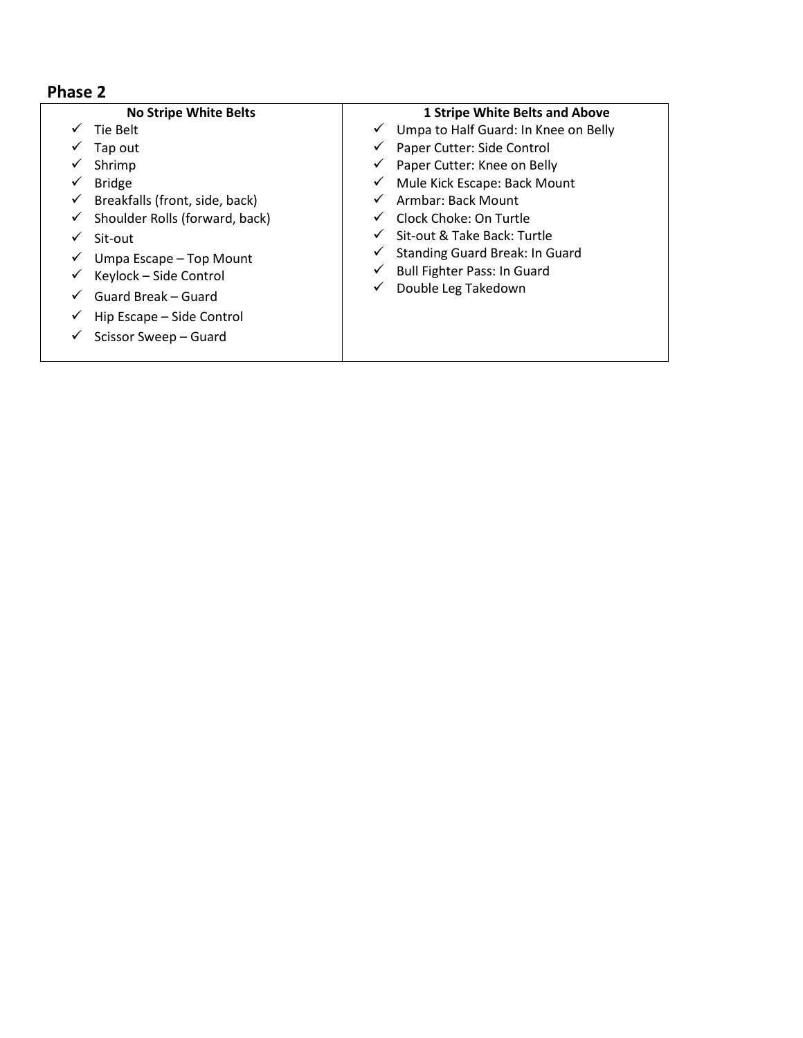## Phase 2

| No Stripe White Belts | 1 Stripe White Belts and Above |
|---|---|
| ✓ Tie Belt<br>✓ Tap out<br>✓ Shrimp<br>✓ Bridge<br>✓ Breakfalls (front, side, back)<br>✓ Shoulder Rolls (forward, back)<br>✓ Sit-out<br>✓ Umpa Escape – Top Mount<br>✓ Keylock – Side Control<br>✓ Guard Break – Guard<br>✓ Hip Escape – Side Control<br>✓ Scissor Sweep – Guard | ✓ Umpa to Half Guard: In Knee on Belly<br>✓ Paper Cutter: Side Control<br>✓ Paper Cutter: Knee on Belly<br>✓ Mule Kick Escape: Back Mount<br>✓ Armbar: Back Mount<br>✓ Clock Choke: On Turtle<br>✓ Sit-out & Take Back: Turtle<br>✓ Standing Guard Break: In Guard<br>✓ Bull Fighter Pass: In Guard<br>✓ Double Leg Takedown |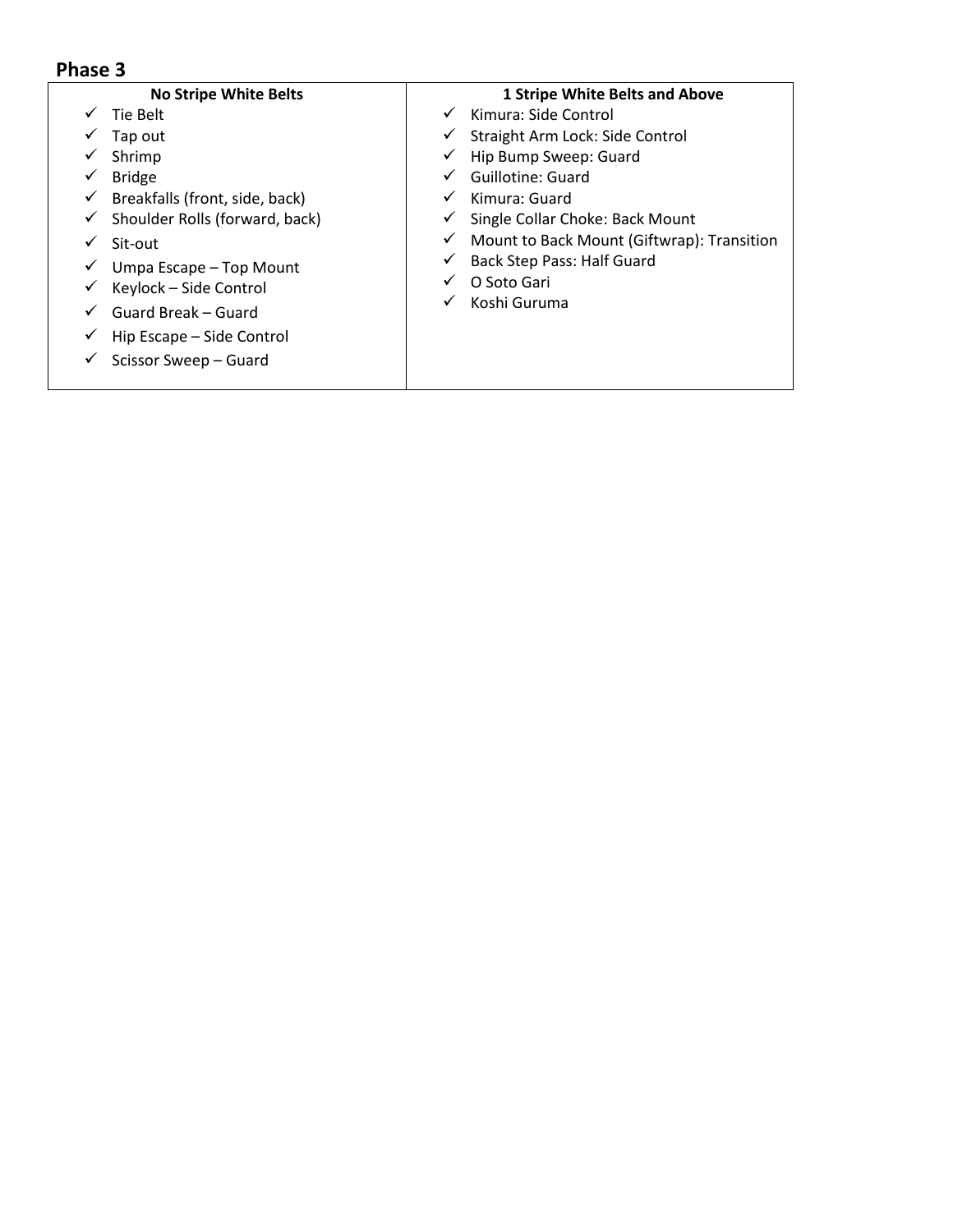## Phase 3

| No Stripe White Belts | 1 Stripe White Belts and Above |
|---|---|
| ✓ Tie Belt<br>✓ Tap out<br>✓ Shrimp<br>✓ Bridge<br>✓ Breakfalls (front, side, back)<br>✓ Shoulder Rolls (forward, back)<br>✓ Sit-out<br>✓ Umpa Escape – Top Mount<br>✓ Keylock – Side Control<br>✓ Guard Break – Guard<br>✓ Hip Escape – Side Control<br>✓ Scissor Sweep – Guard | ✓ Kimura: Side Control<br>✓ Straight Arm Lock: Side Control<br>✓ Hip Bump Sweep: Guard<br>✓ Guillotine: Guard<br>✓ Kimura: Guard<br>✓ Single Collar Choke: Back Mount<br>✓ Mount to Back Mount (Giftwrap): Transition<br>✓ Back Step Pass: Half Guard<br>✓ O Soto Gari<br>✓ Koshi Guruma |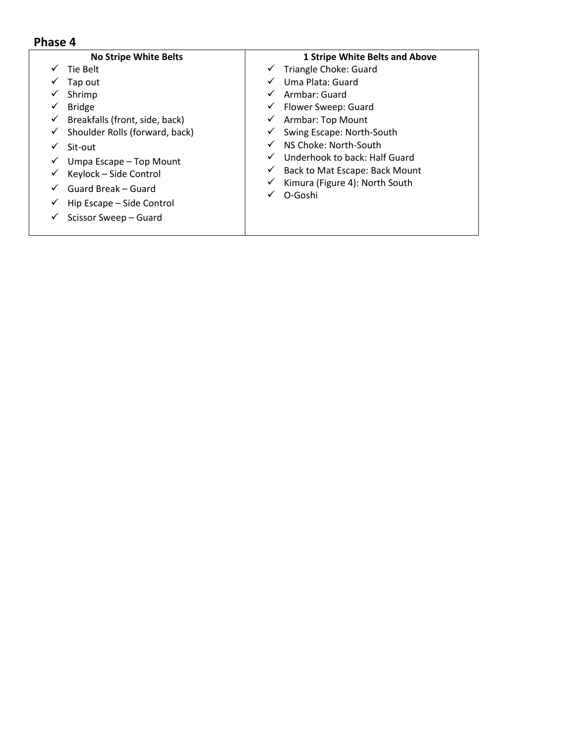## Phase 4

| No Stripe White Belts | 1 Stripe White Belts and Above |
|---|---|
| ✓ Tie Belt<br>✓ Tap out<br>✓ Shrimp<br>✓ Bridge<br>✓ Breakfalls (front, side, back)<br>✓ Shoulder Rolls (forward, back)<br>✓ Sit-out<br>✓ Umpa Escape – Top Mount<br>✓ Keylock – Side Control<br>✓ Guard Break – Guard<br>✓ Hip Escape – Side Control<br>✓ Scissor Sweep – Guard | ✓ Triangle Choke: Guard<br>✓ Uma Plata: Guard<br>✓ Armbar: Guard<br>✓ Flower Sweep: Guard<br>✓ Armbar: Top Mount<br>✓ Swing Escape: North-South<br>✓ NS Choke: North-South<br>✓ Underhook to back: Half Guard<br>✓ Back to Mat Escape: Back Mount<br>✓ Kimura (Figure 4): North South<br>✓ O-Goshi |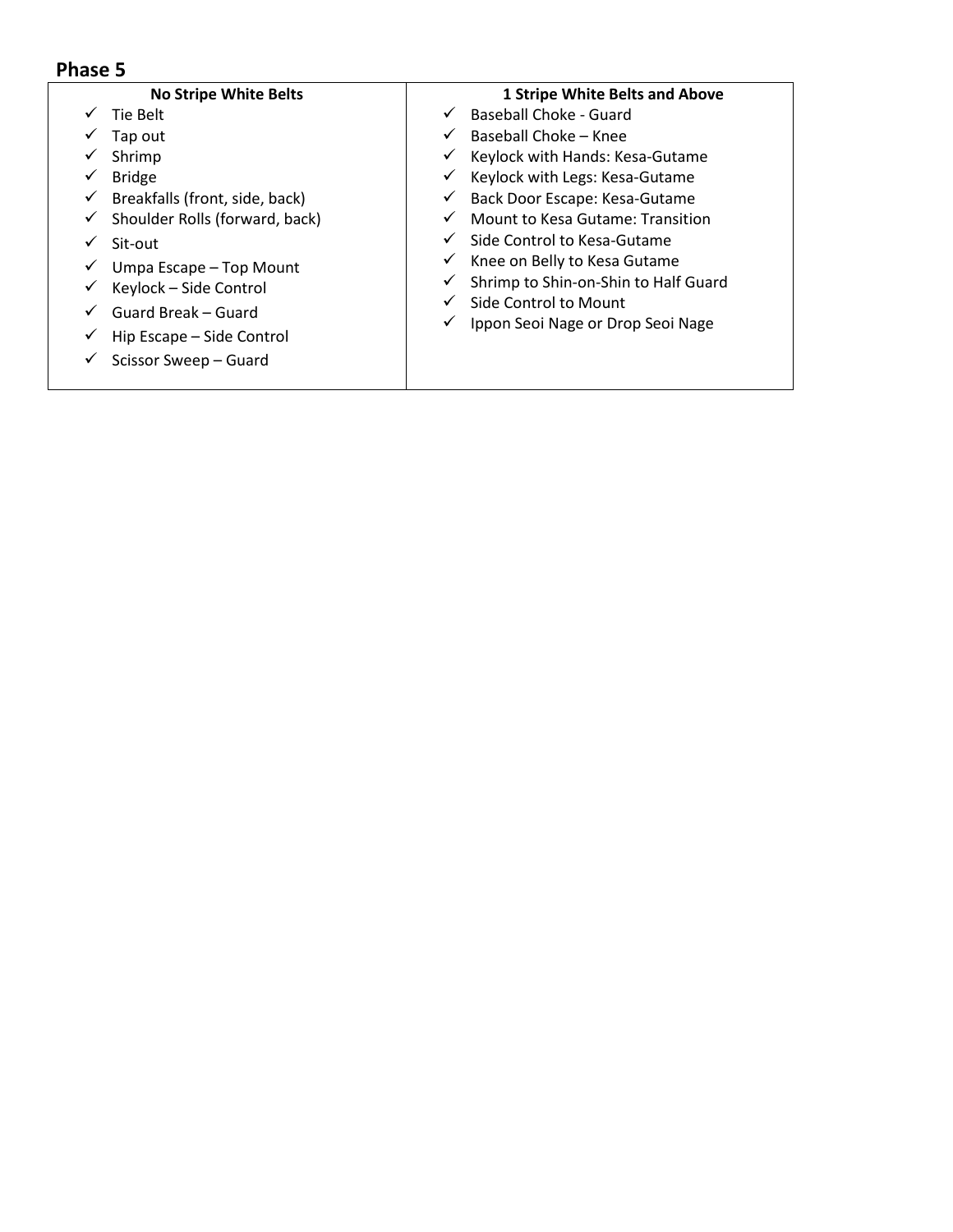## Phase 5

| No Stripe White Belts | 1 Stripe White Belts and Above |
| --- | --- |
| ✓ Tie Belt<br>✓ Tap out<br>✓ Shrimp<br>✓ Bridge<br>✓ Breakfalls (front, side, back)<br>✓ Shoulder Rolls (forward, back)<br>✓ Sit-out<br>✓ Umpa Escape – Top Mount<br>✓ Keylock – Side Control<br>✓ Guard Break – Guard<br>✓ Hip Escape – Side Control<br>✓ Scissor Sweep – Guard | ✓ Baseball Choke - Guard<br>✓ Baseball Choke – Knee<br>✓ Keylock with Hands: Kesa-Gutame<br>✓ Keylock with Legs: Kesa-Gutame<br>✓ Back Door Escape: Kesa-Gutame<br>✓ Mount to Kesa Gutame: Transition<br>✓ Side Control to Kesa-Gutame<br>✓ Knee on Belly to Kesa Gutame<br>✓ Shrimp to Shin-on-Shin to Half Guard<br>✓ Side Control to Mount<br>✓ Ippon Seoi Nage or Drop Seoi Nage |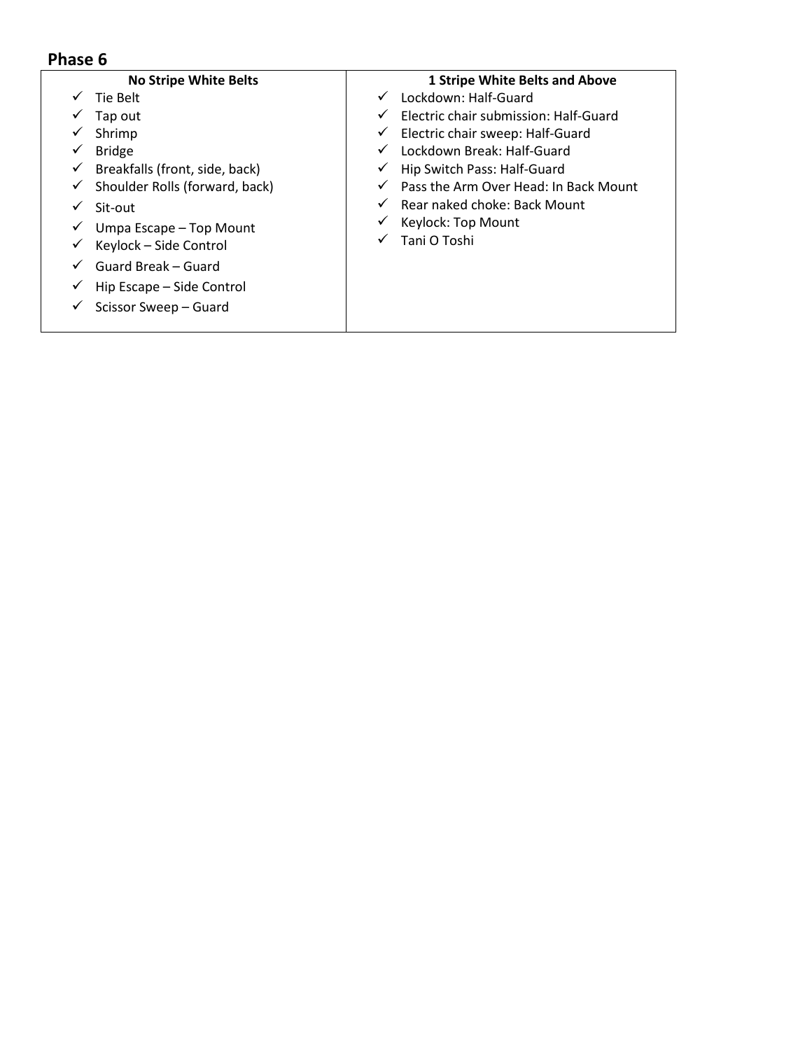## Phase 6

| No Stripe White Belts | 1 Stripe White Belts and Above |
|---|---|
| ✓ Tie Belt<br>✓ Tap out<br>✓ Shrimp<br>✓ Bridge<br>✓ Breakfalls (front, side, back)<br>✓ Shoulder Rolls (forward, back)<br>✓ Sit-out<br>✓ Umpa Escape – Top Mount<br>✓ Keylock – Side Control<br>✓ Guard Break – Guard<br>✓ Hip Escape – Side Control<br>✓ Scissor Sweep – Guard | ✓ Lockdown: Half-Guard<br>✓ Electric chair submission: Half-Guard<br>✓ Electric chair sweep: Half-Guard<br>✓ Lockdown Break: Half-Guard<br>✓ Hip Switch Pass: Half-Guard<br>✓ Pass the Arm Over Head: In Back Mount<br>✓ Rear naked choke: Back Mount<br>✓ Keylock: Top Mount<br>✓ Tani O Toshi |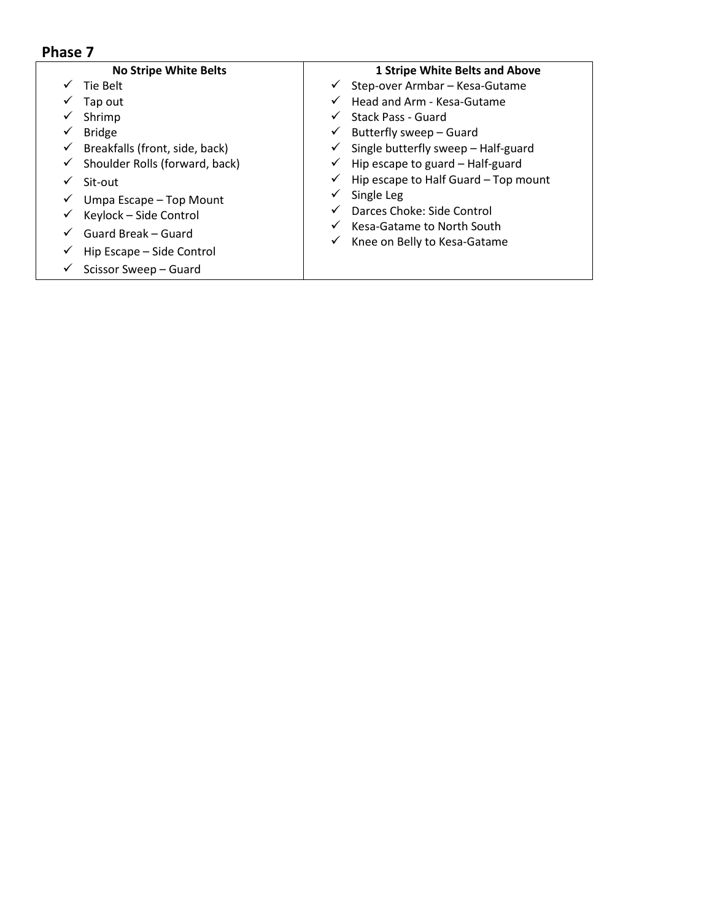## Phase 7

| No Stripe White Belts | 1 Stripe White Belts and Above |
| --- | --- |
| ✓ Tie Belt<br>✓ Tap out<br>✓ Shrimp<br>✓ Bridge<br>✓ Breakfalls (front, side, back)<br>✓ Shoulder Rolls (forward, back)<br>✓ Sit-out<br>✓ Umpa Escape – Top Mount<br>✓ Keylock – Side Control<br>✓ Guard Break – Guard<br>✓ Hip Escape – Side Control<br>✓ Scissor Sweep – Guard | ✓ Step-over Armbar – Kesa-Gutame<br>✓ Head and Arm - Kesa-Gutame<br>✓ Stack Pass - Guard<br>✓ Butterfly sweep – Guard<br>✓ Single butterfly sweep – Half-guard<br>✓ Hip escape to guard – Half-guard<br>✓ Hip escape to Half Guard – Top mount<br>✓ Single Leg<br>✓ Darces Choke: Side Control<br>✓ Kesa-Gatame to North South<br>✓ Knee on Belly to Kesa-Gatame |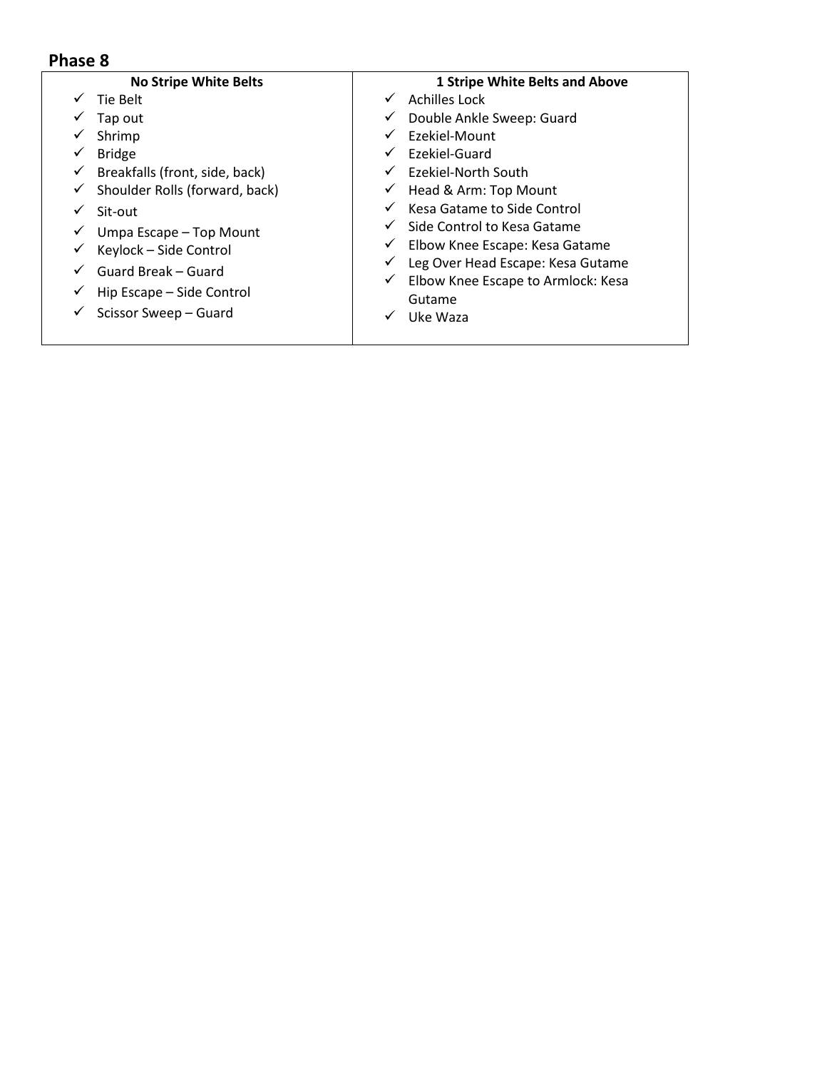## Phase 8

| No Stripe White Belts | 1 Stripe White Belts and Above |
|---|---|
| ✓ Tie Belt<br>✓ Tap out<br>✓ Shrimp<br>✓ Bridge<br>✓ Breakfalls (front, side, back)<br>✓ Shoulder Rolls (forward, back)<br>✓ Sit-out<br>✓ Umpa Escape – Top Mount<br>✓ Keylock – Side Control<br>✓ Guard Break – Guard<br>✓ Hip Escape – Side Control<br>✓ Scissor Sweep – Guard | ✓ Achilles Lock<br>✓ Double Ankle Sweep: Guard<br>✓ Ezekiel-Mount<br>✓ Ezekiel-Guard<br>✓ Ezekiel-North South<br>✓ Head & Arm: Top Mount<br>✓ Kesa Gatame to Side Control<br>✓ Side Control to Kesa Gatame<br>✓ Elbow Knee Escape: Kesa Gatame<br>✓ Leg Over Head Escape: Kesa Gutame<br>✓ Elbow Knee Escape to Armlock: Kesa Gutame<br>✓ Uke Waza |